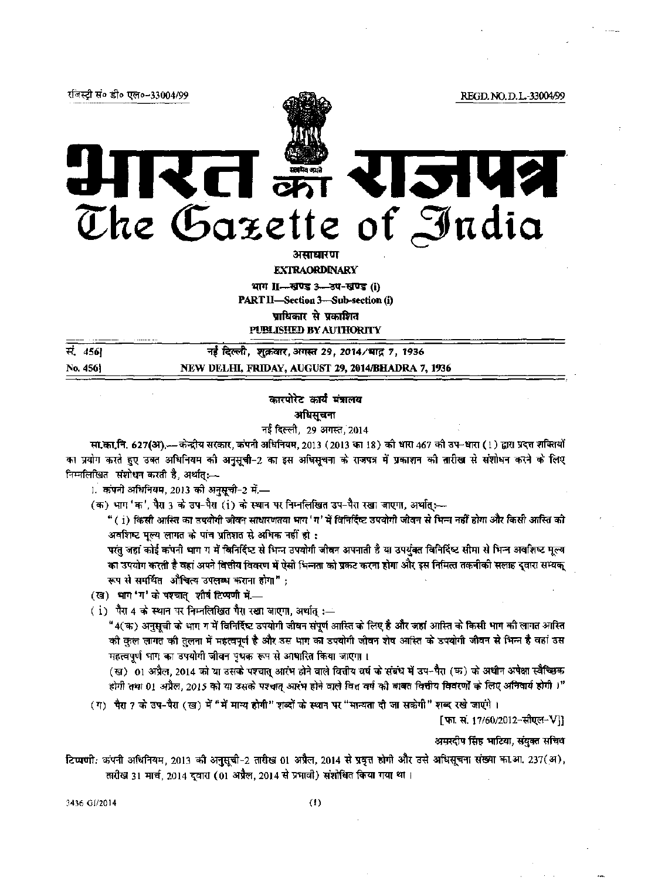रजिस्ट्री सं० डी० एल०-33004/99 REGD. NO. D. L.-33004/99

# भारत का राजपत्र
# The Gazette of India

**असाधारण**

**EXTRAORDINARY**

**भाग II—खण्ड 3—उप-खण्ड (i)**

**PART II—Section 3—Sub-section (i)**

**प्राधिकार से प्रकाशित**

**PUBLISHED BY AUTHORITY**

| सं. 456] | नई दिल्ली, शुक्रवार, अगस्त 29, 2014/भाद्र 7, 1936 |
|---|---|
| No. 456] | NEW DELHI, FRIDAY, AUGUST 29, 2014/BHADRA 7, 1936 |

## कारपोरेट कार्य मंत्रालय

### अधिसूचना

नई दिल्ली, 29 अगस्त, 2014

**सा.का.नि. 627(अ).**— केन्द्रीय सरकार, कंपनी अधिनियम, 2013 (2013 का 18) की धारा 467 की उप-धारा (1) द्वारा प्रदत्त शक्तियों का प्रयोग करते हुए उक्त अधिनियम की अनुसूची-2 का इस अधिसूचना के राजपत्र में प्रकाशन की तारीख से संशोधन करने के लिए निम्नलिखित संशोधन करती है, अर्थात्:—

1. कंपनी अधिनियम, 2013 की अनुसूची-2 में,—

(क) भाग 'क', पैरा 3 के उप-पैरा (i) के स्थान पर निम्नलिखित उप-पैरा रखा जाएगा, अर्थात्:—

"(i) किसी आस्ति का उपयोगी जीवन साधारणतया भाग 'ग' में विनिर्दिष्ट उपयोगी जीवन से भिन्न नहीं होगा और किसी आस्ति को अवशिष्ट मूल्य लागत के पांच प्रतिशत से अधिक नहीं हो :

परंतु जहां कोई कंपनी भाग ग में विनिर्दिष्ट से भिन्न उपयोगी जीवन अपनाती है या उपर्युक्त विनिर्दिष्ट सीमा से भिन्न अवशिष्ट मूल्य का उपयोग करती है वहां अपने वित्तीय विवरण में ऐसी भिन्नता को प्रकट करना होगा और इस निमित्त तकनीकी सलाह द्वारा सम्यक् रूप से समर्थित औचित्य उपलब्ध कराना होगा" ;

(ख) भाग 'ग' के पश्चात् शीर्ष टिप्पणी में,—

(i) पैरा 4 के स्थान पर निम्नलिखित पैरा रखा जाएगा, अर्थात् :—

"4(क) अनुसूची के भाग ग में विनिर्दिष्ट उपयोगी जीवन संपूर्ण आस्ति के लिए है और जहां आस्ति के किसी भाग की लागत आस्ति की कुल लागत की तुलना में महत्वपूर्ण है और उस भाग का उपयोगी जीवन शेष आस्ति के उपयोगी जीवन से भिन्न है वहां उस महत्वपूर्ण भाग का उपयोगी जीवन पृथक रूप से आधारित किया जाएगा।

(ख) 01 अप्रैल, 2014 को या उसके पश्चात् आरंभ होने वाले वित्तीय वर्ष के संबंध में उप-पैरा (क) के अधीन अपेक्षा स्वैच्छिक होगी तथा 01 अप्रैल, 2015 को या उसके पश्चात् आरंभ होने वाले वित्त वर्ष की बाबत वित्तीय विवरणों के लिए अनिवार्य होगी।"

(ग) पैरा 7 के उप-पैरा (ख) में "में मान्य होगी" शब्दों के स्थान पर "मान्यता दी जा सकेगी" शब्द रखे जाएंगे।

[फा. सं. 17/60/2012-सीएल-V]]

अमरदीप सिंह भाटिया, संयुक्त सचिव

**टिप्पणी:** कंपनी अधिनियम, 2013 की अनुसूची-2 तारीख 01 अप्रैल, 2014 से प्रवृत्त होगी और उसे अधिसूचना संख्या का.आ. 237(अ), तारीख 31 मार्च, 2014 द्वारा (01 अप्रैल, 2014 से प्रभावी) संशोधित किया गया था।

3436 GI/2014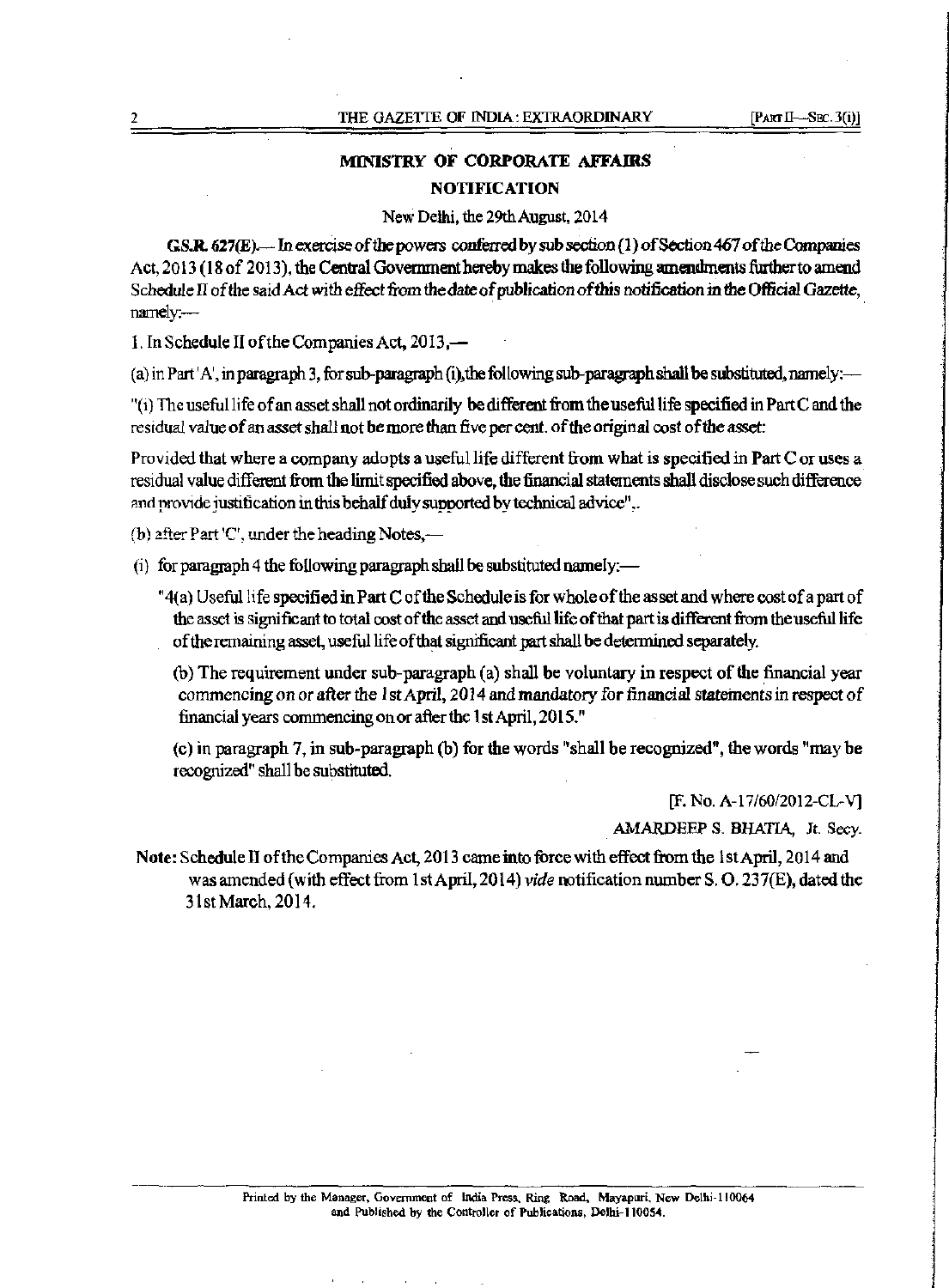## MINISTRY OF CORPORATE AFFAIRS

## NOTIFICATION

New Delhi, the 29th August, 2014

**G.S.R. 627(E).**— In exercise of the powers conferred by sub section (1) of Section 467 of the Companies Act, 2013 (18 of 2013), the Central Government hereby makes the following amendments further to amend Schedule II of the said Act with effect from the date of publication of this notification in the Official Gazette, namely:—

1. In Schedule II of the Companies Act, 2013,—

(a) in Part 'A', in paragraph 3, for sub-paragraph (i), the following sub-paragraph shall be substituted, namely:—

"(i) The useful life of an asset shall not ordinarily be different from the useful life specified in Part C and the residual value of an asset shall not be more than five per cent. of the original cost of the asset:

Provided that where a company adopts a useful life different from what is specified in Part C or uses a residual value different from the limit specified above, the financial statements shall disclose such difference and provide justification in this behalf duly supported by technical advice".

(b) after Part 'C', under the heading Notes,—

(i) for paragraph 4 the following paragraph shall be substituted namely:—

"4(a) Useful life specified in Part C of the Schedule is for whole of the asset and where cost of a part of the asset is significant to total cost of the asset and useful life of that part is different from the useful life of the remaining asset, useful life of that significant part shall be determined separately.

(b) The requirement under sub-paragraph (a) shall be voluntary in respect of the financial year commencing on or after the 1st April, 2014 and mandatory for financial statements in respect of financial years commencing on or after the 1st April, 2015."

(c) in paragraph 7, in sub-paragraph (b) for the words "shall be recognized", the words "may be recognized" shall be substituted.

[F. No. A-17/60/2012-CL-V]

AMARDEEP S. BHATIA, Jt. Secy.

**Note:** Schedule II of the Companies Act, 2013 came into force with effect from the 1st April, 2014 and was amended (with effect from 1st April, 2014) *vide* notification number S. O. 237(E), dated the 31st March, 2014.

Printed by the Manager, Government of India Press, Ring Road, Mayapuri, New Delhi-110064 and Published by the Controller of Publications, Delhi-110054.